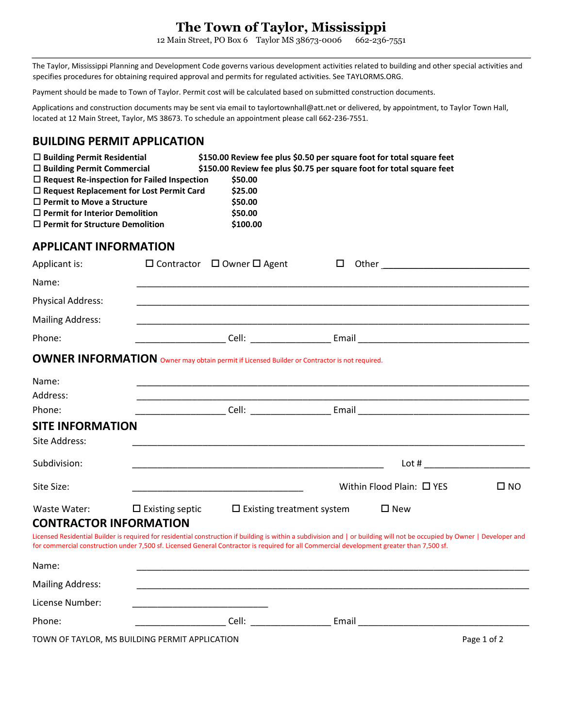# The Town of Taylor, Mississippi

12 Main Street, PO Box 6 Taylor MS 38673-0006 662-236-7551

---

The Taylor, Mississippi Planning and Development Code governs various development activities related to building and other special activities and specifies procedures for obtaining required approval and permits for regulated activities. See TAYLORMS.ORG.

Payment should be made to Town of Taylor. Permit cost will be calculated based on submitted construction documents.

Applications and construction documents may be sent via email to taylortownhall@att.net or delivered, by appointment, to Taylor Town Hall, located at 12 Main Street, Taylor, MS 38673. To schedule an appointment please call 662-236-7551.

## BUILDING PERMIT APPLICATION

- ☐ **Building Permit Residential** — **$150.00 Review fee plus $0.50 per square foot for total square feet**
- ☐ **Building Permit Commercial** — **$150.00 Review fee plus $0.75 per square foot for total square feet**
- ☐ **Request Re-inspection for Failed Inspection** — **$50.00**
- ☐ **Request Replacement for Lost Permit Card** — **$25.00**
- ☐ **Permit to Move a Structure** — **$50.00**
- ☐ **Permit for Interior Demolition** — **$50.00**
- ☐ **Permit for Structure Demolition** — **$100.00**

## APPLICANT INFORMATION

Applicant is: ☐ Contractor ☐ Owner ☐ Agent ☐ Other ______________________

Name: ____________________________________________

Physical Address: ____________________________________________

Mailing Address: ____________________________________________

Phone: ______________ Cell: ______________ Email ______________________

## OWNER INFORMATION

Owner may obtain permit if Licensed Builder or Contractor is not required.

Name: ____________________________________________

Address: ____________________________________________

Phone: ______________ Cell: ______________ Email ______________________

## SITE INFORMATION

Site Address: ____________________________________________

Subdivision: ______________________________ Lot # ______________

Site Size: ______________________ Within Flood Plain: ☐ YES ☐ NO

Waste Water: ☐ Existing septic ☐ Existing treatment system ☐ New

## CONTRACTOR INFORMATION

Licensed Residential Builder is required for residential construction if building is within a subdivision and | or building will not be occupied by Owner | Developer and for commercial construction under 7,500 sf. Licensed General Contractor is required for all Commercial development greater than 7,500 sf.

Name: ____________________________________________

Mailing Address: ____________________________________________

License Number: ______________________

Phone: ______________ Cell: ______________ Email ______________________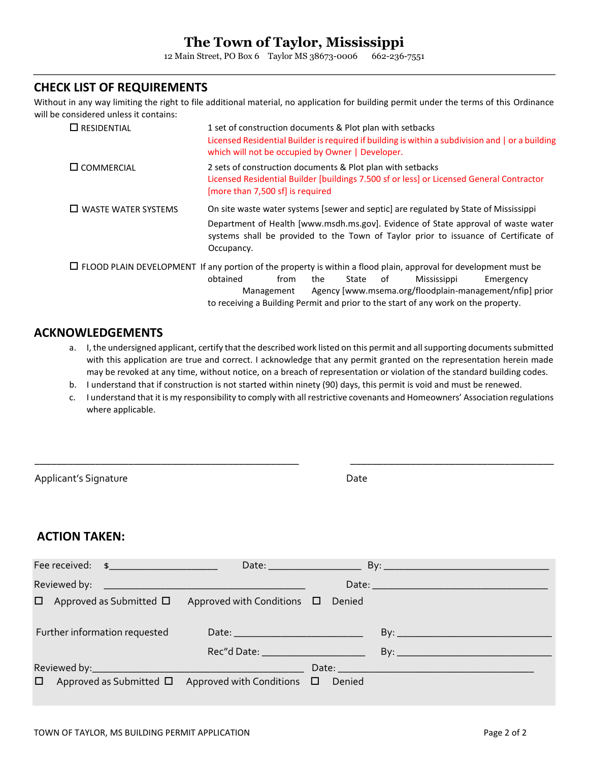# The Town of Taylor, Mississippi

12 Main Street, PO Box 6 Taylor MS 38673-0006 662-236-7551

## CHECK LIST OF REQUIREMENTS

Without in any way limiting the right to file additional material, no application for building permit under the terms of this Ordinance will be considered unless it contains:

| | |
|---|---|
| ☐ RESIDENTIAL | 1 set of construction documents & Plot plan with setbacks<br>Licensed Residential Builder is required if building is within a subdivision and \| or a building which will not be occupied by Owner \| Developer. |
| ☐ COMMERCIAL | 2 sets of construction documents & Plot plan with setbacks<br>Licensed Residential Builder [buildings 7.500 sf or less] or Licensed General Contractor [more than 7,500 sf] is required |
| ☐ WASTE WATER SYSTEMS | On site waste water systems [sewer and septic] are regulated by State of Mississippi Department of Health [www.msdh.ms.gov]. Evidence of State approval of waste water systems shall be provided to the Town of Taylor prior to issuance of Certificate of Occupancy. |
| ☐ FLOOD PLAIN DEVELOPMENT | If any portion of the property is within a flood plain, approval for development must be obtained from the State of Mississippi Emergency Management Agency [www.msema.org/floodplain-management/nfip] prior to receiving a Building Permit and prior to the start of any work on the property. |

## ACKNOWLEDGEMENTS

a. I, the undersigned applicant, certify that the described work listed on this permit and all supporting documents submitted with this application are true and correct. I acknowledge that any permit granted on the representation herein made may be revoked at any time, without notice, on a breach of representation or violation of the standard building codes.

b. I understand that if construction is not started within ninety (90) days, this permit is void and must be renewed.

c. I understand that it is my responsibility to comply with all restrictive covenants and Homeowners' Association regulations where applicable.

\_\_\_\_\_\_\_\_\_\_\_\_\_\_\_\_\_\_\_\_\_\_\_\_\_\_\_\_\_\_\_\_\_\_\_\_\_\_\_\_ \_\_\_\_\_\_\_\_\_\_\_\_\_\_\_\_\_\_\_\_\_\_\_\_\_\_\_\_\_\_\_\_

Applicant's Signature Date

## ACTION TAKEN:

Fee received: $\_\_\_\_\_\_\_\_\_\_\_\_\_\_\_\_\_\_\_\_ Date: \_\_\_\_\_\_\_\_\_\_\_\_\_\_\_\_\_ By: \_\_\_\_\_\_\_\_\_\_\_\_\_\_\_\_\_\_\_\_\_\_\_\_\_\_\_\_\_

Reviewed by: \_\_\_\_\_\_\_\_\_\_\_\_\_\_\_\_\_\_\_\_\_\_\_\_\_\_\_\_\_\_\_\_\_\_\_\_ Date: \_\_\_\_\_\_\_\_\_\_\_\_\_\_\_\_\_\_\_\_\_\_\_\_\_\_\_\_\_\_\_

☐ Approved as Submitted ☐ Approved with Conditions ☐ Denied

Further information requested Date: \_\_\_\_\_\_\_\_\_\_\_\_\_\_\_\_\_\_\_\_\_\_\_ By: \_\_\_\_\_\_\_\_\_\_\_\_\_\_\_\_\_\_\_\_\_\_\_\_\_\_\_\_

Rec"d Date: \_\_\_\_\_\_\_\_\_\_\_\_\_\_\_\_\_\_\_ By: \_\_\_\_\_\_\_\_\_\_\_\_\_\_\_\_\_\_\_\_\_\_\_\_\_\_\_\_

Reviewed by:\_\_\_\_\_\_\_\_\_\_\_\_\_\_\_\_\_\_\_\_\_\_\_\_\_\_\_\_\_\_\_\_\_\_\_\_\_\_ Date: \_\_\_\_\_\_\_\_\_\_\_\_\_\_\_\_\_\_\_\_\_\_\_\_\_\_\_\_\_\_\_\_\_\_\_\_

☐ Approved as Submitted ☐ Approved with Conditions ☐ Denied

TOWN OF TAYLOR, MS BUILDING PERMIT APPLICATION